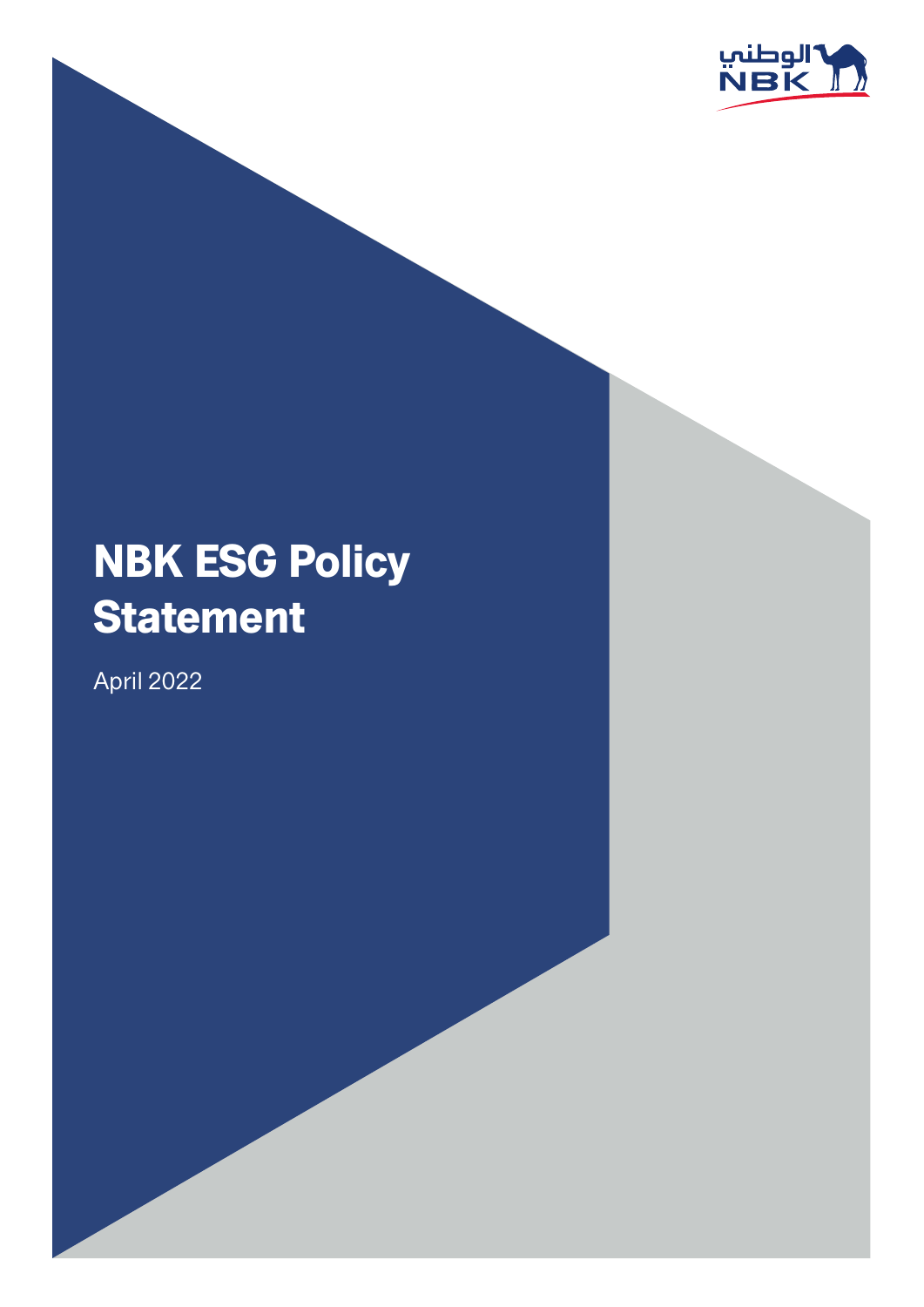# NBK ESG Policy Statement

April 2022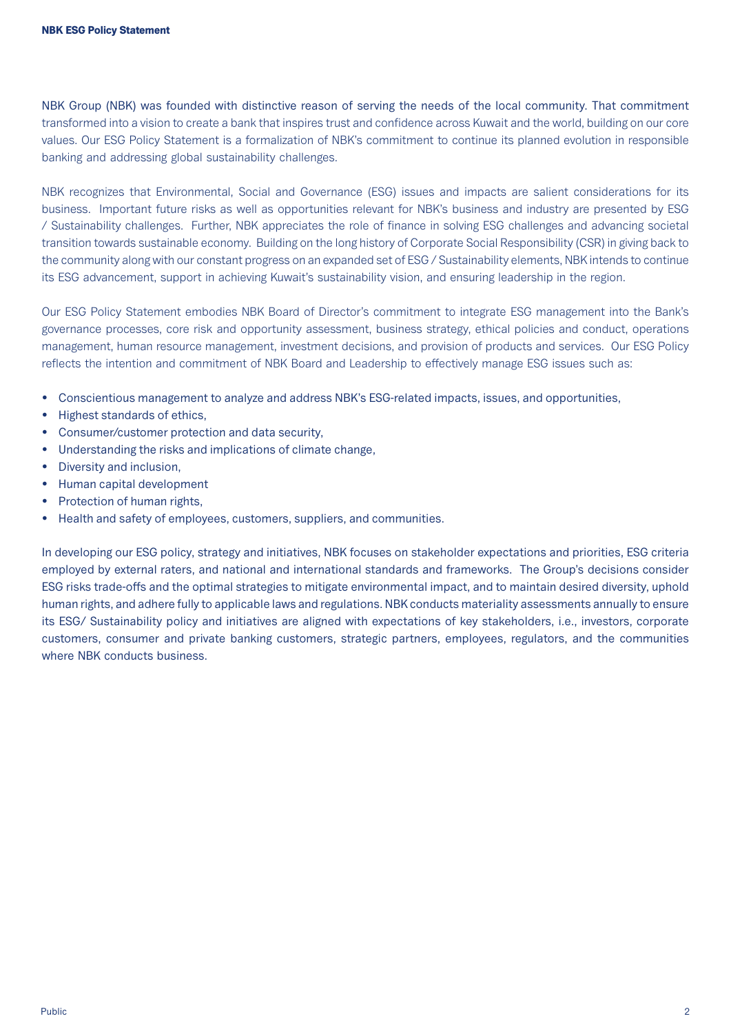NBK Group (NBK) was founded with distinctive reason of serving the needs of the local community. That commitment transformed into a vision to create a bank that inspires trust and confidence across Kuwait and the world, building on our core values. Our ESG Policy Statement is a formalization of NBK's commitment to continue its planned evolution in responsible banking and addressing global sustainability challenges.

NBK recognizes that Environmental, Social and Governance (ESG) issues and impacts are salient considerations for its business. Important future risks as well as opportunities relevant for NBK's business and industry are presented by ESG / Sustainability challenges. Further, NBK appreciates the role of finance in solving ESG challenges and advancing societal transition towards sustainable economy. Building on the long history of Corporate Social Responsibility (CSR) in giving back to the community along with our constant progress on an expanded set of ESG / Sustainability elements, NBK intends to continue its ESG advancement, support in achieving Kuwait's sustainability vision, and ensuring leadership in the region.

Our ESG Policy Statement embodies NBK Board of Director's commitment to integrate ESG management into the Bank's governance processes, core risk and opportunity assessment, business strategy, ethical policies and conduct, operations management, human resource management, investment decisions, and provision of products and services. Our ESG Policy reflects the intention and commitment of NBK Board and Leadership to effectively manage ESG issues such as:

- Conscientious management to analyze and address NBK's ESG-related impacts, issues, and opportunities,
- Highest standards of ethics,
- Consumer/customer protection and data security,
- Understanding the risks and implications of climate change,
- Diversity and inclusion,
- Human capital development
- Protection of human rights,
- Health and safety of employees, customers, suppliers, and communities.

In developing our ESG policy, strategy and initiatives, NBK focuses on stakeholder expectations and priorities, ESG criteria employed by external raters, and national and international standards and frameworks. The Group's decisions consider ESG risks trade-offs and the optimal strategies to mitigate environmental impact, and to maintain desired diversity, uphold human rights, and adhere fully to applicable laws and regulations. NBK conducts materiality assessments annually to ensure its ESG/ Sustainability policy and initiatives are aligned with expectations of key stakeholders, i.e., investors, corporate customers, consumer and private banking customers, strategic partners, employees, regulators, and the communities where NBK conducts business.